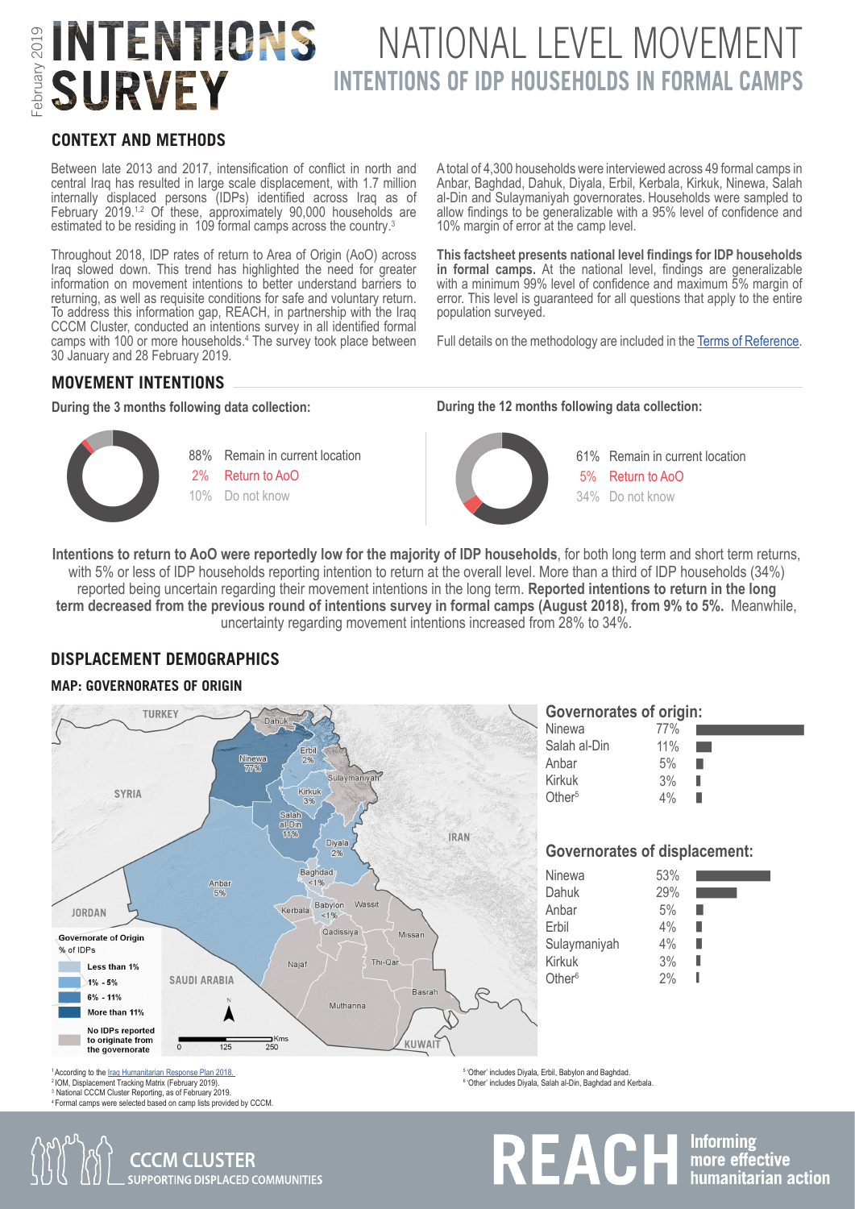# INTENTIONS SURVEY

February 2019

# NATIONAL LEVEL MOVEMENT

## INTENTIONS OF IDP HOUSEHOLDS IN FORMAL CAMPS

## CONTEXT AND METHODS

Between late 2013 and 2017, intensification of conflict in north and central Iraq has resulted in large scale displacement, with 1.7 million internally displaced persons (IDPs) identified across Iraq as of February 2019.[1,2] Of these, approximately 90,000 households are estimated to be residing in 109 formal camps across the country.[3]

Throughout 2018, IDP rates of return to Area of Origin (AoO) across Iraq slowed down. This trend has highlighted the need for greater information on movement intentions to better understand barriers to returning, as well as requisite conditions for safe and voluntary return. To address this information gap, REACH, in partnership with the Iraq CCCM Cluster, conducted an intentions survey in all identified formal camps with 100 or more households.[4] The survey took place between 30 January and 28 February 2019.

A total of 4,300 households were interviewed across 49 formal camps in Anbar, Baghdad, Dahuk, Diyala, Erbil, Kerbala, Kirkuk, Ninewa, Salah al-Din and Sulaymaniyah governorates. Households were sampled to allow findings to be generalizable with a 95% level of confidence and 10% margin of error at the camp level.

**This factsheet presents national level findings for IDP households in formal camps.** At the national level, findings are generalizable with a minimum 99% level of confidence and maximum 5% margin of error. This level is guaranteed for all questions that apply to the entire population surveyed.

Full details on the methodology are included in the Terms of Reference.

## MOVEMENT INTENTIONS

**During the 3 months following data collection:**

- 88% Remain in current location
- 2% Return to AoO
- 10% Do not know

**During the 12 months following data collection:**

- 61% Remain in current location
- 5% Return to AoO
- 34% Do not know

**Intentions to return to AoO were reportedly low for the majority of IDP households**, for both long term and short term returns, with 5% or less of IDP households reporting intention to return at the overall level. More than a third of IDP households (34%) reported being uncertain regarding their movement intentions in the long term. **Reported intentions to return in the long term decreased from the previous round of intentions survey in formal camps (August 2018), from 9% to 5%.** Meanwhile, uncertainty regarding movement intentions increased from 28% to 34%.

## DISPLACEMENT DEMOGRAPHICS

### MAP: GOVERNORATES OF ORIGIN

Map legend — Governorate of Origin, % of IDPs: Less than 1%; 1% - 5%; 6% - 11%; More than 11%; No IDPs reported to originate from the governorate.

Map labels: Ninewa 77%, Erbil 2%, Kirkuk 3%, Salah al-Din 11%, Diyala 2%, Baghdad <1%, Babylon <1%, Anbar 5%.

**Governorates of origin:**

| Governorate | % |
|---|---|
| Ninewa | 77% |
| Salah al-Din | 11% |
| Anbar | 5% |
| Kirkuk | 3% |
| Other[5] | 4% |

**Governorates of displacement:**

| Governorate | % |
|---|---|
| Ninewa | 53% |
| Dahuk | 29% |
| Anbar | 5% |
| Erbil | 4% |
| Sulaymaniyah | 4% |
| Kirkuk | 3% |
| Other[6] | 2% |

[1] According to the Iraq Humanitarian Response Plan 2018.
[2] IOM, Displacement Tracking Matrix (February 2019).
[3] National CCCM Cluster Reporting, as of February 2019.
[4] Formal camps were selected based on camp lists provided by CCCM.
[5] 'Other' includes Diyala, Erbil, Babylon and Baghdad.
[6] 'Other' includes Diyala, Salah al-Din, Baghdad and Kerbala.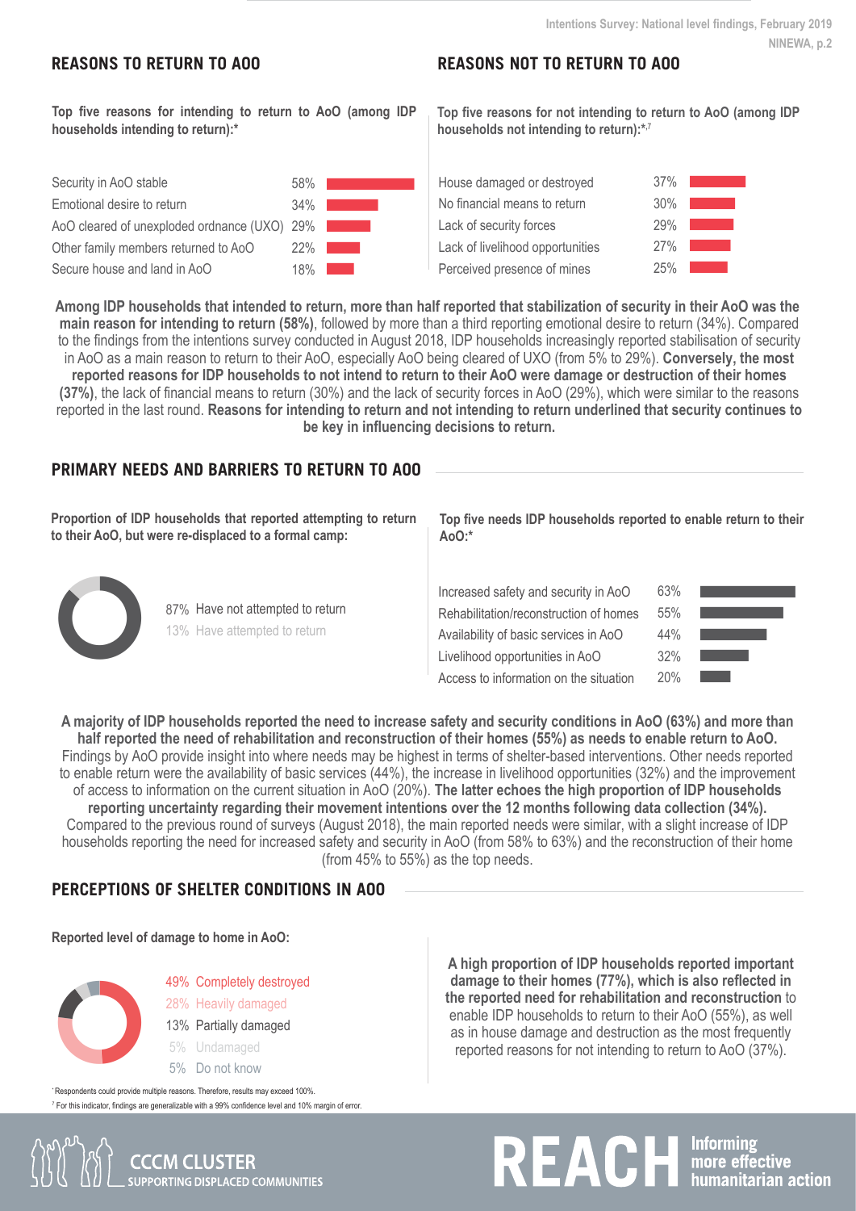## REASONS TO RETURN TO AOO

**Top five reasons for intending to return to AoO (among IDP households intending to return):***

| Reason | % |
|---|---|
| Security in AoO stable | 58% |
| Emotional desire to return | 34% |
| AoO cleared of unexploded ordnance (UXO) | 29% |
| Other family members returned to AoO | 22% |
| Secure house and land in AoO | 18% |

## REASONS NOT TO RETURN TO AOO

**Top five reasons for not intending to return to AoO (among IDP households not intending to return):*[,7]**

| Reason | % |
|---|---|
| House damaged or destroyed | 37% |
| No financial means to return | 30% |
| Lack of security forces | 29% |
| Lack of livelihood opportunities | 27% |
| Perceived presence of mines | 25% |

**Among IDP households that intended to return, more than half reported that stabilization of security in their AoO was the main reason for intending to return (58%)**, followed by more than a third reporting emotional desire to return (34%). Compared to the findings from the intentions survey conducted in August 2018, IDP households increasingly reported stabilisation of security in AoO as a main reason to return to their AoO, especially AoO being cleared of UXO (from 5% to 29%). **Conversely, the most reported reasons for IDP households to not intend to return to their AoO were damage or destruction of their homes (37%)**, the lack of financial means to return (30%) and the lack of security forces in AoO (29%), which were similar to the reasons reported in the last round. **Reasons for intending to return and not intending to return underlined that security continues to be key in influencing decisions to return.**

## PRIMARY NEEDS AND BARRIERS TO RETURN TO AOO

**Proportion of IDP households that reported attempting to return to their AoO, but were re-displaced to a formal camp:**

- 87% Have not attempted to return
- 13% Have attempted to return

**Top five needs IDP households reported to enable return to their AoO:***

| Need | % |
|---|---|
| Increased safety and security in AoO | 63% |
| Rehabilitation/reconstruction of homes | 55% |
| Availability of basic services in AoO | 44% |
| Livelihood opportunities in AoO | 32% |
| Access to information on the situation | 20% |

**A majority of IDP households reported the need to increase safety and security conditions in AoO (63%) and more than half reported the need of rehabilitation and reconstruction of their homes (55%) as needs to enable return to AoO.** Findings by AoO provide insight into where needs may be highest in terms of shelter-based interventions. Other needs reported to enable return were the availability of basic services (44%), the increase in livelihood opportunities (32%) and the improvement of access to information on the current situation in AoO (20%). **The latter echoes the high proportion of IDP households reporting uncertainty regarding their movement intentions over the 12 months following data collection (34%).** Compared to the previous round of surveys (August 2018), the main reported needs were similar, with a slight increase of IDP households reporting the need for increased safety and security in AoO (from 58% to 63%) and the reconstruction of their home (from 45% to 55%) as the top needs.

## PERCEPTIONS OF SHELTER CONDITIONS IN AOO

**Reported level of damage to home in AoO:**

- 49% Completely destroyed
- 28% Heavily damaged
- 13% Partially damaged
- 5% Undamaged
- 5% Do not know

**A high proportion of IDP households reported important damage to their homes (77%), which is also reflected in the reported need for rehabilitation and reconstruction** to enable IDP households to return to their AoO (55%), as well as in house damage and destruction as the most frequently reported reasons for not intending to return to AoO (37%).

* Respondents could provide multiple reasons. Therefore, results may exceed 100%.

[7] For this indicator, findings are generalizable with a 99% confidence level and 10% margin of error.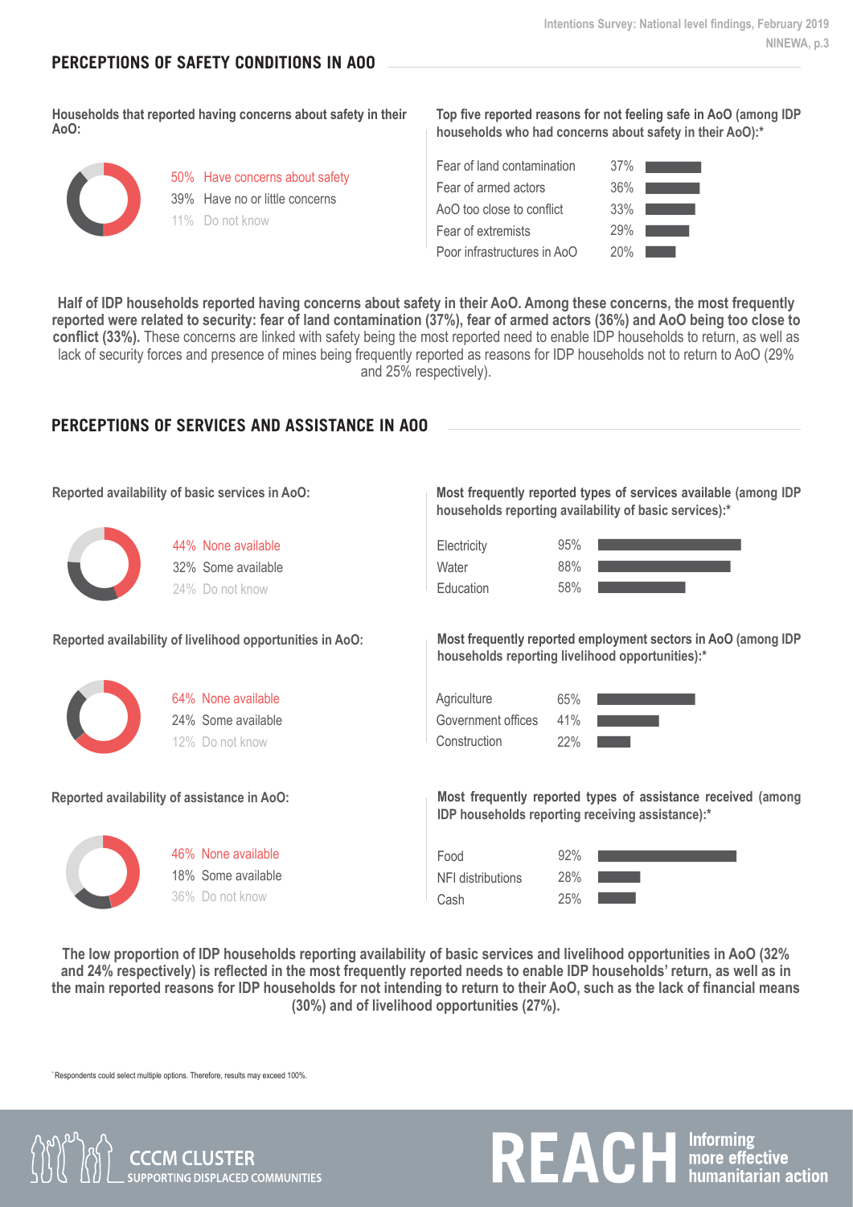## PERCEPTIONS OF SAFETY CONDITIONS IN AOO

**Households that reported having concerns about safety in their AoO:**

50% Have concerns about safety
39% Have no or little concerns
11% Do not know

**Top five reported reasons for not feeling safe in AoO (among IDP households who had concerns about safety in their AoO):***

Fear of land contamination 37%
Fear of armed actors 36%
AoO too close to conflict 33%
Fear of extremists 29%
Poor infrastructures in AoO 20%

**Half of IDP households reported having concerns about safety in their AoO. Among these concerns, the most frequently reported were related to security: fear of land contamination (37%), fear of armed actors (36%) and AoO being too close to conflict (33%).** These concerns are linked with safety being the most reported need to enable IDP households to return, as well as lack of security forces and presence of mines being frequently reported as reasons for IDP households not to return to AoO (29% and 25% respectively).

## PERCEPTIONS OF SERVICES AND ASSISTANCE IN AOO

**Reported availability of basic services in AoO:**

44% None available
32% Some available
24% Do not know

**Most frequently reported types of services available (among IDP households reporting availability of basic services):***

Electricity 95%
Water 88%
Education 58%

**Reported availability of livelihood opportunities in AoO:**

64% None available
24% Some available
12% Do not know

**Most frequently reported employment sectors in AoO (among IDP households reporting livelihood opportunities):***

Agriculture 65%
Government offices 41%
Construction 22%

**Reported availability of assistance in AoO:**

46% None available
18% Some available
36% Do not know

**Most frequently reported types of assistance received (among IDP households reporting receiving assistance):***

Food 92%
NFI distributions 28%
Cash 25%

**The low proportion of IDP households reporting availability of basic services and livelihood opportunities in AoO (32% and 24% respectively) is reflected in the most frequently reported needs to enable IDP households' return, as well as in the main reported reasons for IDP households for not intending to return to their AoO, such as the lack of financial means (30%) and of livelihood opportunities (27%).**

*Respondents could select multiple options. Therefore, results may exceed 100%.

CCCM CLUSTER SUPPORTING DISPLACED COMMUNITIES

REACH Informing more effective humanitarian action